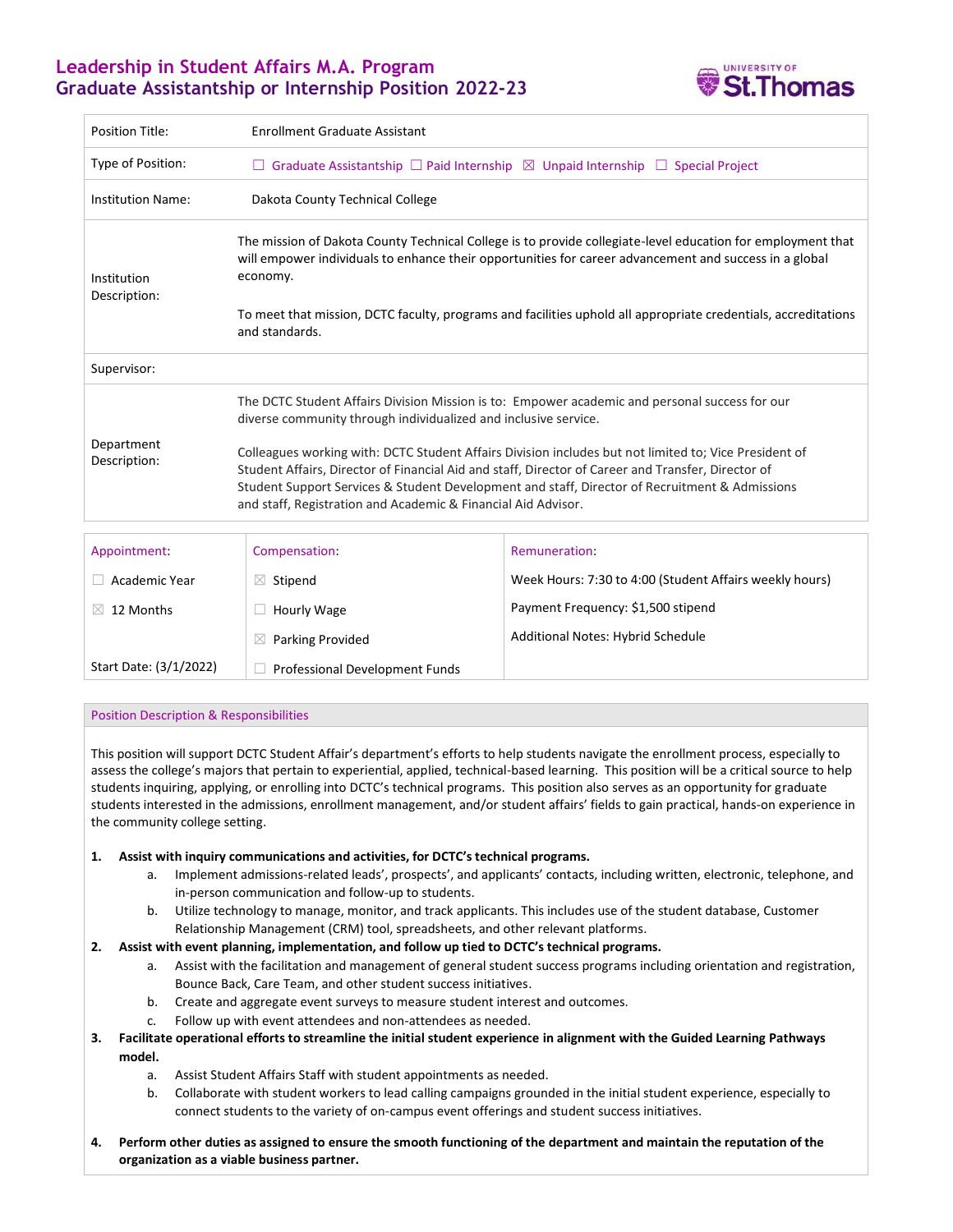# Leadership in Student Affairs M.A. Program
## Graduate Assistantship or Internship Position 2022-23

| | |
|---|---|
| Position Title: | Enrollment Graduate Assistant |
| Type of Position: | ☐ Graduate Assistantship ☐ Paid Internship ☒ Unpaid Internship ☐ Special Project |
| Institution Name: | Dakota County Technical College |
| Institution Description: | The mission of Dakota County Technical College is to provide collegiate-level education for employment that will empower individuals to enhance their opportunities for career advancement and success in a global economy.<br><br>To meet that mission, DCTC faculty, programs and facilities uphold all appropriate credentials, accreditations and standards. |
| Supervisor: | |
| Department Description: | The DCTC Student Affairs Division Mission is to: Empower academic and personal success for our diverse community through individualized and inclusive service.<br><br>Colleagues working with: DCTC Student Affairs Division includes but not limited to; Vice President of Student Affairs, Director of Financial Aid and staff, Director of Career and Transfer, Director of Student Support Services & Student Development and staff, Director of Recruitment & Admissions and staff, Registration and Academic & Financial Aid Advisor. |

| Appointment: | Compensation: | Remuneration: |
|---|---|---|
| ☐ Academic Year | ☒ Stipend | Week Hours: 7:30 to 4:00 (Student Affairs weekly hours) |
| ☒ 12 Months | ☐ Hourly Wage | Payment Frequency: $1,500 stipend |
| | ☒ Parking Provided | Additional Notes: Hybrid Schedule |
| Start Date: (3/1/2022) | ☐ Professional Development Funds | |

### Position Description & Responsibilities

This position will support DCTC Student Affair's department's efforts to help students navigate the enrollment process, especially to assess the college's majors that pertain to experiential, applied, technical-based learning. This position will be a critical source to help students inquiring, applying, or enrolling into DCTC's technical programs. This position also serves as an opportunity for graduate students interested in the admissions, enrollment management, and/or student affairs' fields to gain practical, hands-on experience in the community college setting.

1. **Assist with inquiry communications and activities, for DCTC's technical programs.**
   a. Implement admissions-related leads', prospects', and applicants' contacts, including written, electronic, telephone, and in-person communication and follow-up to students.
   b. Utilize technology to manage, monitor, and track applicants. This includes use of the student database, Customer Relationship Management (CRM) tool, spreadsheets, and other relevant platforms.
2. **Assist with event planning, implementation, and follow up tied to DCTC's technical programs.**
   a. Assist with the facilitation and management of general student success programs including orientation and registration, Bounce Back, Care Team, and other student success initiatives.
   b. Create and aggregate event surveys to measure student interest and outcomes.
   c. Follow up with event attendees and non-attendees as needed.
3. **Facilitate operational efforts to streamline the initial student experience in alignment with the Guided Learning Pathways model.**
   a. Assist Student Affairs Staff with student appointments as needed.
   b. Collaborate with student workers to lead calling campaigns grounded in the initial student experience, especially to connect students to the variety of on-campus event offerings and student success initiatives.
4. **Perform other duties as assigned to ensure the smooth functioning of the department and maintain the reputation of the organization as a viable business partner.**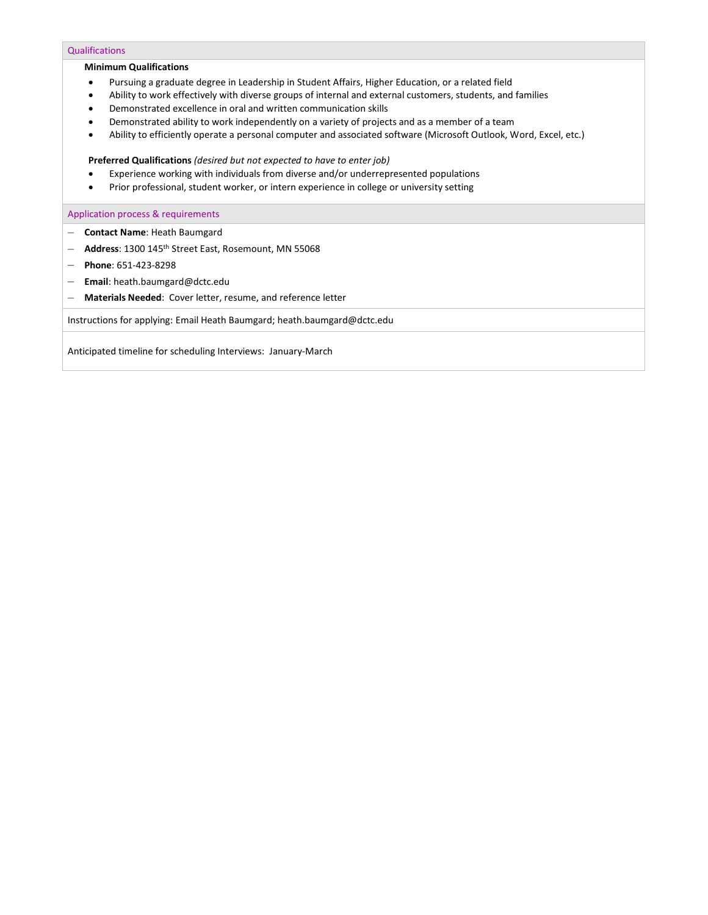## Qualifications

**Minimum Qualifications**

- Pursuing a graduate degree in Leadership in Student Affairs, Higher Education, or a related field
- Ability to work effectively with diverse groups of internal and external customers, students, and families
- Demonstrated excellence in oral and written communication skills
- Demonstrated ability to work independently on a variety of projects and as a member of a team
- Ability to efficiently operate a personal computer and associated software (Microsoft Outlook, Word, Excel, etc.)

**Preferred Qualifications** *(desired but not expected to have to enter job)*

- Experience working with individuals from diverse and/or underrepresented populations
- Prior professional, student worker, or intern experience in college or university setting

## Application process & requirements

- **Contact Name**: Heath Baumgard
- **Address**: 1300 145th Street East, Rosemount, MN 55068
- **Phone**: 651-423-8298
- **Email**: heath.baumgard@dctc.edu
- **Materials Needed**: Cover letter, resume, and reference letter

Instructions for applying: Email Heath Baumgard; heath.baumgard@dctc.edu

Anticipated timeline for scheduling Interviews: January-March